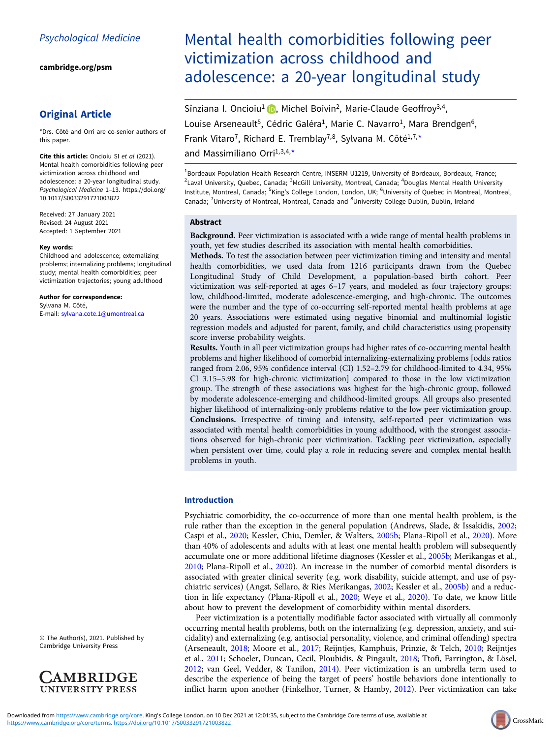Psychological Medicine

cambridge.org/psm

## Original Article

*Drs. Côté and Orri are co-senior authors of this paper.

**Cite this article:** Oncioiu SI *et al* (2021). Mental health comorbidities following peer victimization across childhood and adolescence: a 20-year longitudinal study. *Psychological Medicine* 1–13. https://doi.org/10.1017/S0033291721003822

Received: 27 January 2021
Revised: 24 August 2021
Accepted: 1 September 2021

**Key words:**
Childhood and adolescence; externalizing problems; internalizing problems; longitudinal study; mental health comorbidities; peer victimization trajectories; young adulthood

**Author for correspondence:**
Sylvana M. Côté,
E-mail: sylvana.cote.1@umontreal.ca

© The Author(s), 2021. Published by Cambridge University Press

# Mental health comorbidities following peer victimization across childhood and adolescence: a 20-year longitudinal study

Sînziana I. Oncioiu[1], Michel Boivin[2], Marie-Claude Geoffroy[3,4], Louise Arseneault[5], Cédric Galéra[1], Marie C. Navarro[1], Mara Brendgen[6], Frank Vitaro[7], Richard E. Tremblay[7,8], Sylvana M. Côté[1,7,*] and Massimiliano Orri[1,3,4,*]

[1]Bordeaux Population Health Research Centre, INSERM U1219, University of Bordeaux, Bordeaux, France; [2]Laval University, Quebec, Canada; [3]McGill University, Montreal, Canada; [4]Douglas Mental Health University Institute, Montreal, Canada; [5]King's College London, London, UK; [6]University of Quebec in Montreal, Montreal, Canada; [7]University of Montreal, Montreal, Canada and [8]University College Dublin, Dublin, Ireland

## Abstract

**Background.** Peer victimization is associated with a wide range of mental health problems in youth, yet few studies described its association with mental health comorbidities.

**Methods.** To test the association between peer victimization timing and intensity and mental health comorbidities, we used data from 1216 participants drawn from the Quebec Longitudinal Study of Child Development, a population-based birth cohort. Peer victimization was self-reported at ages 6–17 years, and modeled as four trajectory groups: low, childhood-limited, moderate adolescence-emerging, and high-chronic. The outcomes were the number and the type of co-occurring self-reported mental health problems at age 20 years. Associations were estimated using negative binomial and multinomial logistic regression models and adjusted for parent, family, and child characteristics using propensity score inverse probability weights.

**Results.** Youth in all peer victimization groups had higher rates of co-occurring mental health problems and higher likelihood of comorbid internalizing-externalizing problems [odds ratios ranged from 2.06, 95% confidence interval (CI) 1.52–2.79 for childhood-limited to 4.34, 95% CI 3.15–5.98 for high-chronic victimization] compared to those in the low victimization group. The strength of these associations was highest for the high-chronic group, followed by moderate adolescence-emerging and childhood-limited groups. All groups also presented higher likelihood of internalizing-only problems relative to the low peer victimization group.

**Conclusions.** Irrespective of timing and intensity, self-reported peer victimization was associated with mental health comorbidities in young adulthood, with the strongest associations observed for high-chronic peer victimization. Tackling peer victimization, especially when persistent over time, could play a role in reducing severe and complex mental health problems in youth.

## Introduction

Psychiatric comorbidity, the co-occurrence of more than one mental health problem, is the rule rather than the exception in the general population (Andrews, Slade, & Issakidis, 2002; Caspi et al., 2020; Kessler, Chiu, Demler, & Walters, 2005b; Plana-Ripoll et al., 2020). More than 40% of adolescents and adults with at least one mental health problem will subsequently accumulate one or more additional lifetime diagnoses (Kessler et al., 2005b; Merikangas et al., 2010; Plana-Ripoll et al., 2020). An increase in the number of comorbid mental disorders is associated with greater clinical severity (e.g. work disability, suicide attempt, and use of psychiatric services) (Angst, Sellaro, & Ries Merikangas, 2002; Kessler et al., 2005b) and a reduction in life expectancy (Plana-Ripoll et al., 2020; Weye et al., 2020). To date, we know little about how to prevent the development of comorbidity within mental disorders.

Peer victimization is a potentially modifiable factor associated with virtually all commonly occurring mental health problems, both on the internalizing (e.g. depression, anxiety, and suicidality) and externalizing (e.g. antisocial personality, violence, and criminal offending) spectra (Arseneault, 2018; Moore et al., 2017; Reijntjes, Kamphuis, Prinzie, & Telch, 2010; Reijntjes et al., 2011; Schoeler, Duncan, Cecil, Ploubidis, & Pingault, 2018; Ttofi, Farrington, & Lösel, 2012; van Geel, Vedder, & Tanilon, 2014). Peer victimization is an umbrella term used to describe the experience of being the target of peers' hostile behaviors done intentionally to inflict harm upon another (Finkelhor, Turner, & Hamby, 2012). Peer victimization can take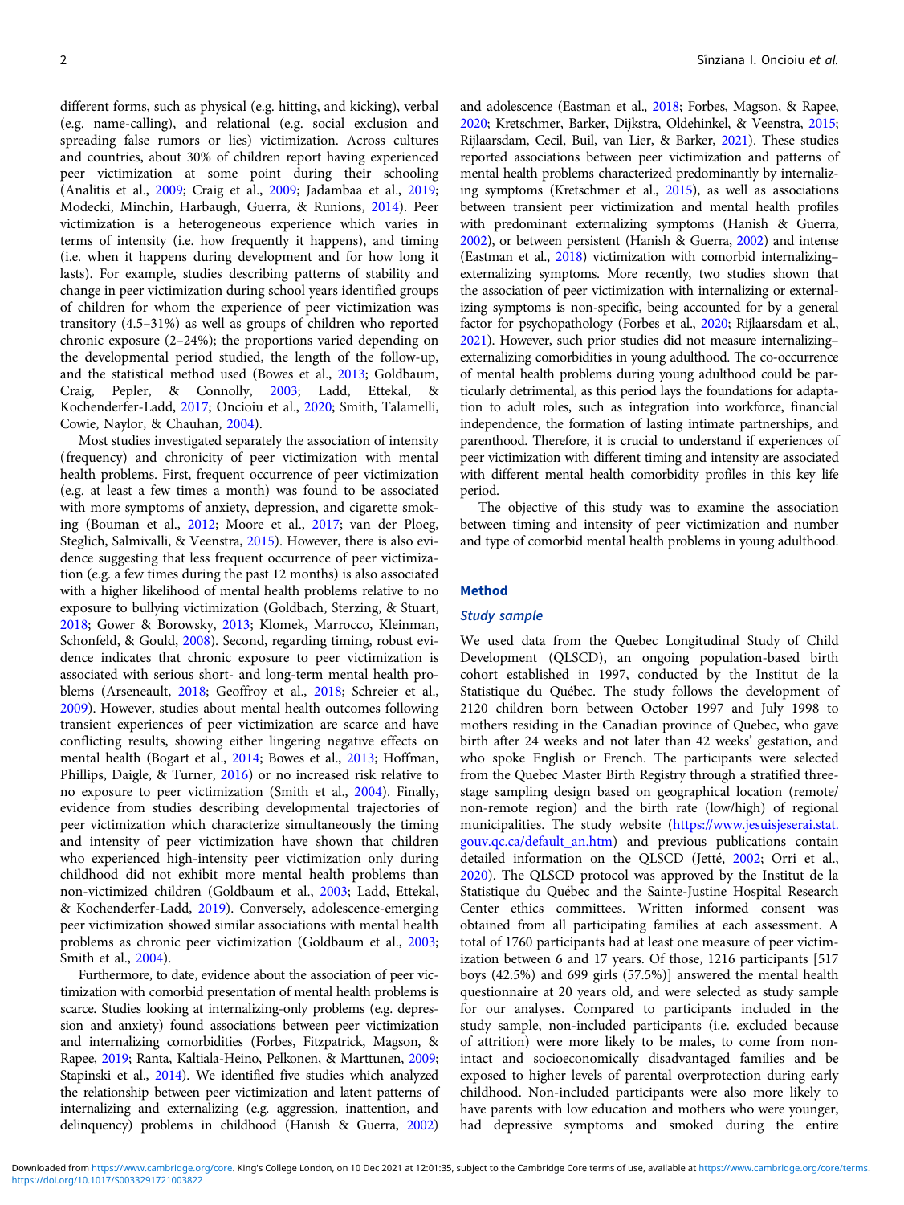different forms, such as physical (e.g. hitting, and kicking), verbal (e.g. name-calling), and relational (e.g. social exclusion and spreading false rumors or lies) victimization. Across cultures and countries, about 30% of children report having experienced peer victimization at some point during their schooling (Analitis et al., 2009; Craig et al., 2009; Jadambaa et al., 2019; Modecki, Minchin, Harbaugh, Guerra, & Runions, 2014). Peer victimization is a heterogeneous experience which varies in terms of intensity (i.e. how frequently it happens), and timing (i.e. when it happens during development and for how long it lasts). For example, studies describing patterns of stability and change in peer victimization during school years identified groups of children for whom the experience of peer victimization was transitory (4.5–31%) as well as groups of children who reported chronic exposure (2–24%); the proportions varied depending on the developmental period studied, the length of the follow-up, and the statistical method used (Bowes et al., 2013; Goldbaum, Craig, Pepler, & Connolly, 2003; Ladd, Ettekal, & Kochenderfer-Ladd, 2017; Oncioiu et al., 2020; Smith, Talamelli, Cowie, Naylor, & Chauhan, 2004).

Most studies investigated separately the association of intensity (frequency) and chronicity of peer victimization with mental health problems. First, frequent occurrence of peer victimization (e.g. at least a few times a month) was found to be associated with more symptoms of anxiety, depression, and cigarette smoking (Bouman et al., 2012; Moore et al., 2017; van der Ploeg, Steglich, Salmivalli, & Veenstra, 2015). However, there is also evidence suggesting that less frequent occurrence of peer victimization (e.g. a few times during the past 12 months) is also associated with a higher likelihood of mental health problems relative to no exposure to bullying victimization (Goldbach, Sterzing, & Stuart, 2018; Gower & Borowsky, 2013; Klomek, Marrocco, Kleinman, Schonfeld, & Gould, 2008). Second, regarding timing, robust evidence indicates that chronic exposure to peer victimization is associated with serious short- and long-term mental health problems (Arseneault, 2018; Geoffroy et al., 2018; Schreier et al., 2009). However, studies about mental health outcomes following transient experiences of peer victimization are scarce and have conflicting results, showing either lingering negative effects on mental health (Bogart et al., 2014; Bowes et al., 2013; Hoffman, Phillips, Daigle, & Turner, 2016) or no increased risk relative to no exposure to peer victimization (Smith et al., 2004). Finally, evidence from studies describing developmental trajectories of peer victimization which characterize simultaneously the timing and intensity of peer victimization have shown that children who experienced high-intensity peer victimization only during childhood did not exhibit more mental health problems than non-victimized children (Goldbaum et al., 2003; Ladd, Ettekal, & Kochenderfer-Ladd, 2019). Conversely, adolescence-emerging peer victimization showed similar associations with mental health problems as chronic peer victimization (Goldbaum et al., 2003; Smith et al., 2004).

Furthermore, to date, evidence about the association of peer victimization with comorbid presentation of mental health problems is scarce. Studies looking at internalizing-only problems (e.g. depression and anxiety) found associations between peer victimization and internalizing comorbidities (Forbes, Fitzpatrick, Magson, & Rapee, 2019; Ranta, Kaltiala-Heino, Pelkonen, & Marttunen, 2009; Stapinski et al., 2014). We identified five studies which analyzed the relationship between peer victimization and latent patterns of internalizing and externalizing (e.g. aggression, inattention, and delinquency) problems in childhood (Hanish & Guerra, 2002) and adolescence (Eastman et al., 2018; Forbes, Magson, & Rapee, 2020; Kretschmer, Barker, Dijkstra, Oldehinkel, & Veenstra, 2015; Rijlaarsdam, Cecil, Buil, van Lier, & Barker, 2021). These studies reported associations between peer victimization and patterns of mental health problems characterized predominantly by internalizing symptoms (Kretschmer et al., 2015), as well as associations between transient peer victimization and mental health profiles with predominant externalizing symptoms (Hanish & Guerra, 2002), or between persistent (Hanish & Guerra, 2002) and intense (Eastman et al., 2018) victimization with comorbid internalizing–externalizing symptoms. More recently, two studies shown that the association of peer victimization with internalizing or externalizing symptoms is non-specific, being accounted for by a general factor for psychopathology (Forbes et al., 2020; Rijlaarsdam et al., 2021). However, such prior studies did not measure internalizing–externalizing comorbidities in young adulthood. The co-occurrence of mental health problems during young adulthood could be particularly detrimental, as this period lays the foundations for adaptation to adult roles, such as integration into workforce, financial independence, the formation of lasting intimate partnerships, and parenthood. Therefore, it is crucial to understand if experiences of peer victimization with different timing and intensity are associated with different mental health comorbidity profiles in this key life period.

The objective of this study was to examine the association between timing and intensity of peer victimization and number and type of comorbid mental health problems in young adulthood.

## Method

### Study sample

We used data from the Quebec Longitudinal Study of Child Development (QLSCD), an ongoing population-based birth cohort established in 1997, conducted by the Institut de la Statistique du Québec. The study follows the development of 2120 children born between October 1997 and July 1998 to mothers residing in the Canadian province of Quebec, who gave birth after 24 weeks and not later than 42 weeks' gestation, and who spoke English or French. The participants were selected from the Quebec Master Birth Registry through a stratified three-stage sampling design based on geographical location (remote/non-remote region) and the birth rate (low/high) of regional municipalities. The study website (https://www.jesuisjeserai.stat.gouv.qc.ca/default_an.htm) and previous publications contain detailed information on the QLSCD (Jetté, 2002; Orri et al., 2020). The QLSCD protocol was approved by the Institut de la Statistique du Québec and the Sainte-Justine Hospital Research Center ethics committees. Written informed consent was obtained from all participating families at each assessment. A total of 1760 participants had at least one measure of peer victimization between 6 and 17 years. Of those, 1216 participants [517 boys (42.5%) and 699 girls (57.5%)] answered the mental health questionnaire at 20 years old, and were selected as study sample for our analyses. Compared to participants included in the study sample, non-included participants (i.e. excluded because of attrition) were more likely to be males, to come from non-intact and socioeconomically disadvantaged families and be exposed to higher levels of parental overprotection during early childhood. Non-included participants were also more likely to have parents with low education and mothers who were younger, had depressive symptoms and smoked during the entire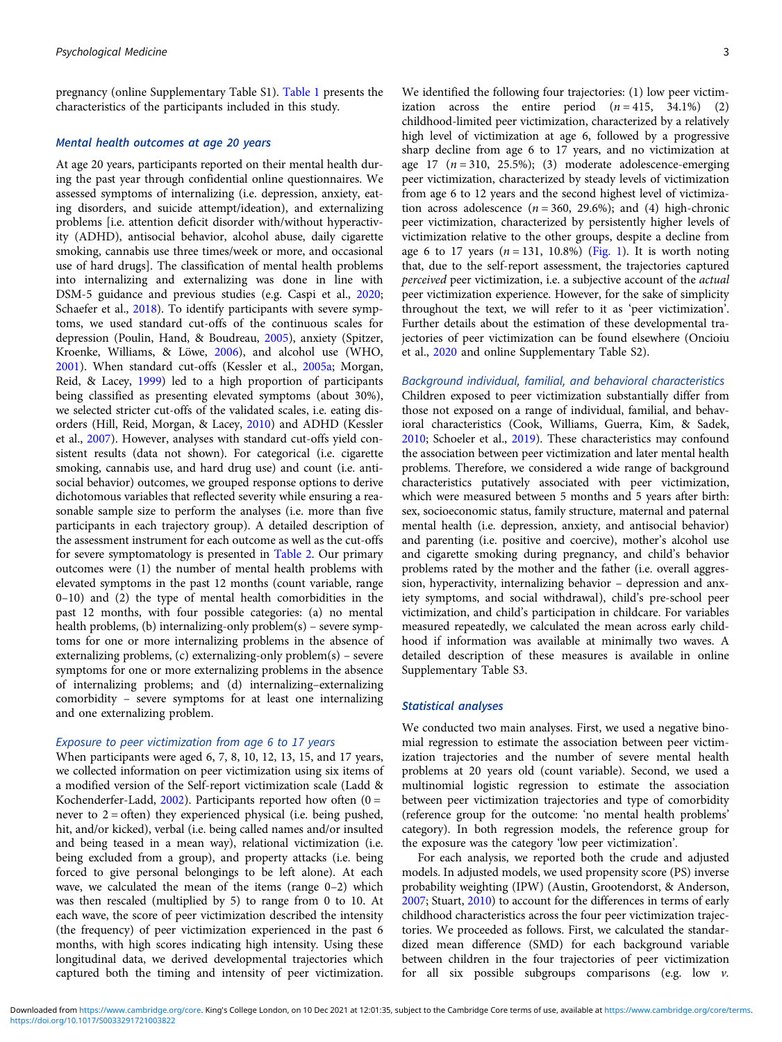pregnancy (online Supplementary Table S1). Table 1 presents the characteristics of the participants included in this study.

### Mental health outcomes at age 20 years

At age 20 years, participants reported on their mental health during the past year through confidential online questionnaires. We assessed symptoms of internalizing (i.e. depression, anxiety, eating disorders, and suicide attempt/ideation), and externalizing problems [i.e. attention deficit disorder with/without hyperactivity (ADHD), antisocial behavior, alcohol abuse, daily cigarette smoking, cannabis use three times/week or more, and occasional use of hard drugs]. The classification of mental health problems into internalizing and externalizing was done in line with DSM-5 guidance and previous studies (e.g. Caspi et al., 2020; Schaefer et al., 2018). To identify participants with severe symptoms, we used standard cut-offs of the continuous scales for depression (Poulin, Hand, & Boudreau, 2005), anxiety (Spitzer, Kroenke, Williams, & Löwe, 2006), and alcohol use (WHO, 2001). When standard cut-offs (Kessler et al., 2005a; Morgan, Reid, & Lacey, 1999) led to a high proportion of participants being classified as presenting elevated symptoms (about 30%), we selected stricter cut-offs of the validated scales, i.e. eating disorders (Hill, Reid, Morgan, & Lacey, 2010) and ADHD (Kessler et al., 2007). However, analyses with standard cut-offs yield consistent results (data not shown). For categorical (i.e. cigarette smoking, cannabis use, and hard drug use) and count (i.e. antisocial behavior) outcomes, we grouped response options to derive dichotomous variables that reflected severity while ensuring a reasonable sample size to perform the analyses (i.e. more than five participants in each trajectory group). A detailed description of the assessment instrument for each outcome as well as the cut-offs for severe symptomatology is presented in Table 2. Our primary outcomes were (1) the number of mental health problems with elevated symptoms in the past 12 months (count variable, range 0–10) and (2) the type of mental health comorbidities in the past 12 months, with four possible categories: (a) no mental health problems, (b) internalizing-only problem(s) – severe symptoms for one or more internalizing problems in the absence of externalizing problems, (c) externalizing-only problem(s) – severe symptoms for one or more externalizing problems in the absence of internalizing problems; and (d) internalizing–externalizing comorbidity – severe symptoms for at least one internalizing and one externalizing problem.

### Exposure to peer victimization from age 6 to 17 years

When participants were aged 6, 7, 8, 10, 12, 13, 15, and 17 years, we collected information on peer victimization using six items of a modified version of the Self-report victimization scale (Ladd & Kochenderfer-Ladd, 2002). Participants reported how often (0 = never to 2 = often) they experienced physical (i.e. being pushed, hit, and/or kicked), verbal (i.e. being called names and/or insulted and being teased in a mean way), relational victimization (i.e. being excluded from a group), and property attacks (i.e. being forced to give personal belongings to be left alone). At each wave, we calculated the mean of the items (range 0–2) which was then rescaled (multiplied by 5) to range from 0 to 10. At each wave, the score of peer victimization described the intensity (the frequency) of peer victimization experienced in the past 6 months, with high scores indicating high intensity. Using these longitudinal data, we derived developmental trajectories which captured both the timing and intensity of peer victimization. We identified the following four trajectories: (1) low peer victimization across the entire period ($n = 415$, 34.1%) (2) childhood-limited peer victimization, characterized by a relatively high level of victimization at age 6, followed by a progressive sharp decline from age 6 to 17 years, and no victimization at age 17 ($n = 310$, 25.5%); (3) moderate adolescence-emerging peer victimization, characterized by steady levels of victimization from age 6 to 12 years and the second highest level of victimization across adolescence ($n = 360$, 29.6%); and (4) high-chronic peer victimization, characterized by persistently higher levels of victimization relative to the other groups, despite a decline from age 6 to 17 years ($n = 131$, 10.8%) (Fig. 1). It is worth noting that, due to the self-report assessment, the trajectories captured *perceived* peer victimization, i.e. a subjective account of the *actual* peer victimization experience. However, for the sake of simplicity throughout the text, we will refer to it as 'peer victimization'. Further details about the estimation of these developmental trajectories of peer victimization can be found elsewhere (Oncioiu et al., 2020 and online Supplementary Table S2).

### Background individual, familial, and behavioral characteristics

Children exposed to peer victimization substantially differ from those not exposed on a range of individual, familial, and behavioral characteristics (Cook, Williams, Guerra, Kim, & Sadek, 2010; Schoeler et al., 2019). These characteristics may confound the association between peer victimization and later mental health problems. Therefore, we considered a wide range of background characteristics putatively associated with peer victimization, which were measured between 5 months and 5 years after birth: sex, socioeconomic status, family structure, maternal and paternal mental health (i.e. depression, anxiety, and antisocial behavior) and parenting (i.e. positive and coercive), mother's alcohol use and cigarette smoking during pregnancy, and child's behavior problems rated by the mother and the father (i.e. overall aggression, hyperactivity, internalizing behavior – depression and anxiety symptoms, and social withdrawal), child's pre-school peer victimization, and child's participation in childcare. For variables measured repeatedly, we calculated the mean across early childhood if information was available at minimally two waves. A detailed description of these measures is available in online Supplementary Table S3.

### Statistical analyses

We conducted two main analyses. First, we used a negative binomial regression to estimate the association between peer victimization trajectories and the number of severe mental health problems at 20 years old (count variable). Second, we used a multinomial logistic regression to estimate the association between peer victimization trajectories and type of comorbidity (reference group for the outcome: 'no mental health problems' category). In both regression models, the reference group for the exposure was the category 'low peer victimization'.

For each analysis, we reported both the crude and adjusted models. In adjusted models, we used propensity score (PS) inverse probability weighting (IPW) (Austin, Grootendorst, & Anderson, 2007; Stuart, 2010) to account for the differences in terms of early childhood characteristics across the four peer victimization trajectories. We proceeded as follows. First, we calculated the standardized mean difference (SMD) for each background variable between children in the four trajectories of peer victimization for all six possible subgroups comparisons (e.g. low *v.*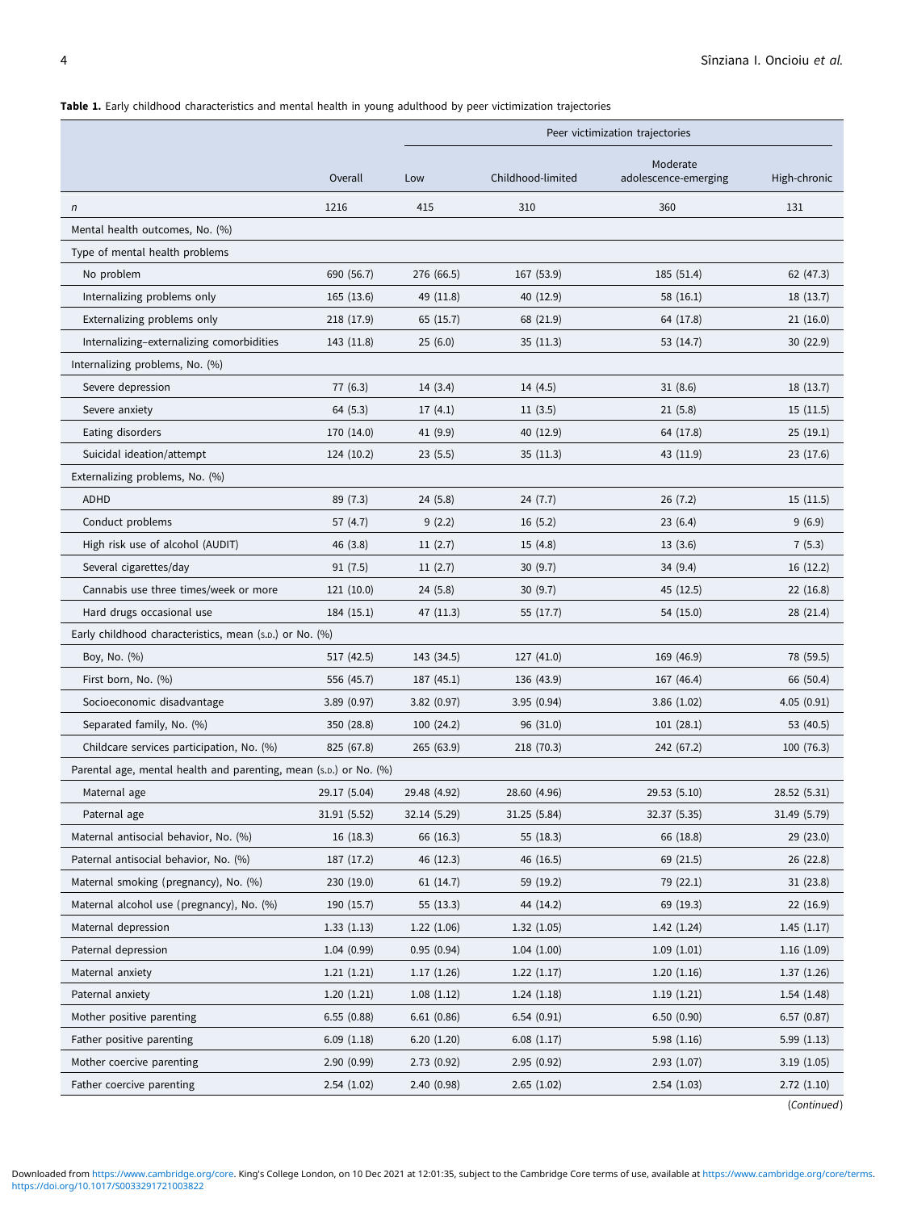**Table 1.** Early childhood characteristics and mental health in young adulthood by peer victimization trajectories

| | Overall | Peer victimization trajectories | | | |
|---|---|---|---|---|---|
| | | Low | Childhood-limited | Moderate adolescence-emerging | High-chronic |
| *n* | 1216 | 415 | 310 | 360 | 131 |
| Mental health outcomes, No. (%) | | | | | |
| Type of mental health problems | | | | | |
| No problem | 690 (56.7) | 276 (66.5) | 167 (53.9) | 185 (51.4) | 62 (47.3) |
| Internalizing problems only | 165 (13.6) | 49 (11.8) | 40 (12.9) | 58 (16.1) | 18 (13.7) |
| Externalizing problems only | 218 (17.9) | 65 (15.7) | 68 (21.9) | 64 (17.8) | 21 (16.0) |
| Internalizing–externalizing comorbidities | 143 (11.8) | 25 (6.0) | 35 (11.3) | 53 (14.7) | 30 (22.9) |
| Internalizing problems, No. (%) | | | | | |
| Severe depression | 77 (6.3) | 14 (3.4) | 14 (4.5) | 31 (8.6) | 18 (13.7) |
| Severe anxiety | 64 (5.3) | 17 (4.1) | 11 (3.5) | 21 (5.8) | 15 (11.5) |
| Eating disorders | 170 (14.0) | 41 (9.9) | 40 (12.9) | 64 (17.8) | 25 (19.1) |
| Suicidal ideation/attempt | 124 (10.2) | 23 (5.5) | 35 (11.3) | 43 (11.9) | 23 (17.6) |
| Externalizing problems, No. (%) | | | | | |
| ADHD | 89 (7.3) | 24 (5.8) | 24 (7.7) | 26 (7.2) | 15 (11.5) |
| Conduct problems | 57 (4.7) | 9 (2.2) | 16 (5.2) | 23 (6.4) | 9 (6.9) |
| High risk use of alcohol (AUDIT) | 46 (3.8) | 11 (2.7) | 15 (4.8) | 13 (3.6) | 7 (5.3) |
| Several cigarettes/day | 91 (7.5) | 11 (2.7) | 30 (9.7) | 34 (9.4) | 16 (12.2) |
| Cannabis use three times/week or more | 121 (10.0) | 24 (5.8) | 30 (9.7) | 45 (12.5) | 22 (16.8) |
| Hard drugs occasional use | 184 (15.1) | 47 (11.3) | 55 (17.7) | 54 (15.0) | 28 (21.4) |
| Early childhood characteristics, mean (S.D.) or No. (%) | | | | | |
| Boy, No. (%) | 517 (42.5) | 143 (34.5) | 127 (41.0) | 169 (46.9) | 78 (59.5) |
| First born, No. (%) | 556 (45.7) | 187 (45.1) | 136 (43.9) | 167 (46.4) | 66 (50.4) |
| Socioeconomic disadvantage | 3.89 (0.97) | 3.82 (0.97) | 3.95 (0.94) | 3.86 (1.02) | 4.05 (0.91) |
| Separated family, No. (%) | 350 (28.8) | 100 (24.2) | 96 (31.0) | 101 (28.1) | 53 (40.5) |
| Childcare services participation, No. (%) | 825 (67.8) | 265 (63.9) | 218 (70.3) | 242 (67.2) | 100 (76.3) |
| Parental age, mental health and parenting, mean (S.D.) or No. (%) | | | | | |
| Maternal age | 29.17 (5.04) | 29.48 (4.92) | 28.60 (4.96) | 29.53 (5.10) | 28.52 (5.31) |
| Paternal age | 31.91 (5.52) | 32.14 (5.29) | 31.25 (5.84) | 32.37 (5.35) | 31.49 (5.79) |
| Maternal antisocial behavior, No. (%) | 16 (18.3) | 66 (16.3) | 55 (18.3) | 66 (18.8) | 29 (23.0) |
| Paternal antisocial behavior, No. (%) | 187 (17.2) | 46 (12.3) | 46 (16.5) | 69 (21.5) | 26 (22.8) |
| Maternal smoking (pregnancy), No. (%) | 230 (19.0) | 61 (14.7) | 59 (19.2) | 79 (22.1) | 31 (23.8) |
| Maternal alcohol use (pregnancy), No. (%) | 190 (15.7) | 55 (13.3) | 44 (14.2) | 69 (19.3) | 22 (16.9) |
| Maternal depression | 1.33 (1.13) | 1.22 (1.06) | 1.32 (1.05) | 1.42 (1.24) | 1.45 (1.17) |
| Paternal depression | 1.04 (0.99) | 0.95 (0.94) | 1.04 (1.00) | 1.09 (1.01) | 1.16 (1.09) |
| Maternal anxiety | 1.21 (1.21) | 1.17 (1.26) | 1.22 (1.17) | 1.20 (1.16) | 1.37 (1.26) |
| Paternal anxiety | 1.20 (1.21) | 1.08 (1.12) | 1.24 (1.18) | 1.19 (1.21) | 1.54 (1.48) |
| Mother positive parenting | 6.55 (0.88) | 6.61 (0.86) | 6.54 (0.91) | 6.50 (0.90) | 6.57 (0.87) |
| Father positive parenting | 6.09 (1.18) | 6.20 (1.20) | 6.08 (1.17) | 5.98 (1.16) | 5.99 (1.13) |
| Mother coercive parenting | 2.90 (0.99) | 2.73 (0.92) | 2.95 (0.92) | 2.93 (1.07) | 3.19 (1.05) |
| Father coercive parenting | 2.54 (1.02) | 2.40 (0.98) | 2.65 (1.02) | 2.54 (1.03) | 2.72 (1.10) |

(*Continued*)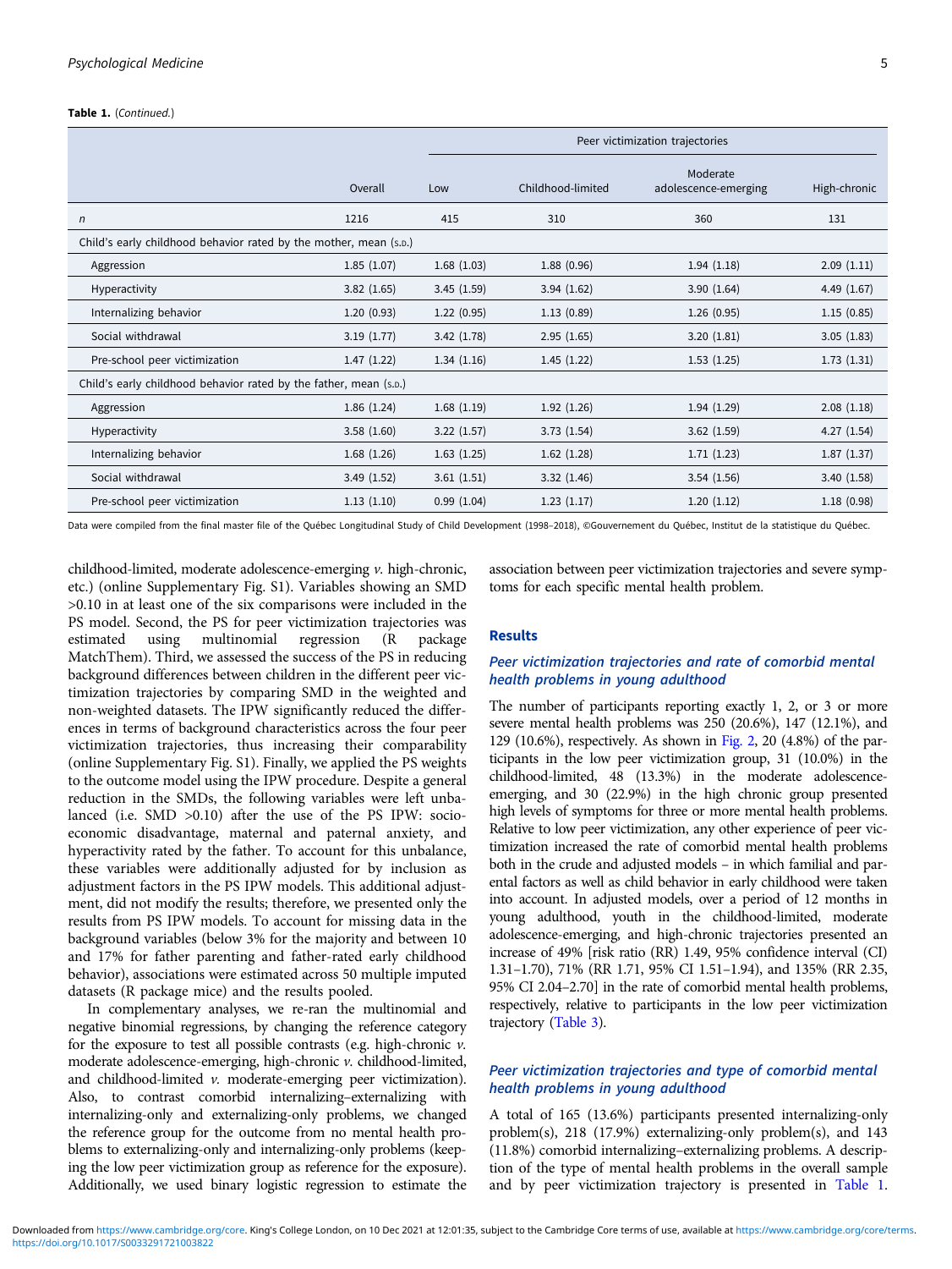**Table 1.** (*Continued.*)

| | | Peer victimization trajectories | | | |
|---|---|---|---|---|---|
| | Overall | Low | Childhood-limited | Moderate adolescence-emerging | High-chronic |
| *n* | 1216 | 415 | 310 | 360 | 131 |
| Child's early childhood behavior rated by the mother, mean (S.D.) | | | | | |
| Aggression | 1.85 (1.07) | 1.68 (1.03) | 1.88 (0.96) | 1.94 (1.18) | 2.09 (1.11) |
| Hyperactivity | 3.82 (1.65) | 3.45 (1.59) | 3.94 (1.62) | 3.90 (1.64) | 4.49 (1.67) |
| Internalizing behavior | 1.20 (0.93) | 1.22 (0.95) | 1.13 (0.89) | 1.26 (0.95) | 1.15 (0.85) |
| Social withdrawal | 3.19 (1.77) | 3.42 (1.78) | 2.95 (1.65) | 3.20 (1.81) | 3.05 (1.83) |
| Pre-school peer victimization | 1.47 (1.22) | 1.34 (1.16) | 1.45 (1.22) | 1.53 (1.25) | 1.73 (1.31) |
| Child's early childhood behavior rated by the father, mean (S.D.) | | | | | |
| Aggression | 1.86 (1.24) | 1.68 (1.19) | 1.92 (1.26) | 1.94 (1.29) | 2.08 (1.18) |
| Hyperactivity | 3.58 (1.60) | 3.22 (1.57) | 3.73 (1.54) | 3.62 (1.59) | 4.27 (1.54) |
| Internalizing behavior | 1.68 (1.26) | 1.63 (1.25) | 1.62 (1.28) | 1.71 (1.23) | 1.87 (1.37) |
| Social withdrawal | 3.49 (1.52) | 3.61 (1.51) | 3.32 (1.46) | 3.54 (1.56) | 3.40 (1.58) |
| Pre-school peer victimization | 1.13 (1.10) | 0.99 (1.04) | 1.23 (1.17) | 1.20 (1.12) | 1.18 (0.98) |

Data were compiled from the final master file of the Québec Longitudinal Study of Child Development (1998–2018), ©Gouvernement du Québec, Institut de la statistique du Québec.

childhood-limited, moderate adolescence-emerging *v.* high-chronic, etc.) (online Supplementary Fig. S1). Variables showing an SMD >0.10 in at least one of the six comparisons were included in the PS model. Second, the PS for peer victimization trajectories was estimated using multinomial regression (R package MatchThem). Third, we assessed the success of the PS in reducing background differences between children in the different peer victimization trajectories by comparing SMD in the weighted and non-weighted datasets. The IPW significantly reduced the differences in terms of background characteristics across the four peer victimization trajectories, thus increasing their comparability (online Supplementary Fig. S1). Finally, we applied the PS weights to the outcome model using the IPW procedure. Despite a general reduction in the SMDs, the following variables were left unbalanced (i.e. SMD >0.10) after the use of the PS IPW: socio-economic disadvantage, maternal and paternal anxiety, and hyperactivity rated by the father. To account for this unbalance, these variables were additionally adjusted for by inclusion as adjustment factors in the PS IPW models. This additional adjustment, did not modify the results; therefore, we presented only the results from PS IPW models. To account for missing data in the background variables (below 3% for the majority and between 10 and 17% for father parenting and father-rated early childhood behavior), associations were estimated across 50 multiple imputed datasets (R package mice) and the results pooled.

In complementary analyses, we re-ran the multinomial and negative binomial regressions, by changing the reference category for the exposure to test all possible contrasts (e.g. high-chronic *v.* moderate adolescence-emerging, high-chronic *v.* childhood-limited, and childhood-limited *v.* moderate-emerging peer victimization). Also, to contrast comorbid internalizing–externalizing with internalizing-only and externalizing-only problems, we changed the reference group for the outcome from no mental health problems to externalizing-only and internalizing-only problems (keeping the low peer victimization group as reference for the exposure). Additionally, we used binary logistic regression to estimate the association between peer victimization trajectories and severe symptoms for each specific mental health problem.

## Results

### Peer victimization trajectories and rate of comorbid mental health problems in young adulthood

The number of participants reporting exactly 1, 2, or 3 or more severe mental health problems was 250 (20.6%), 147 (12.1%), and 129 (10.6%), respectively. As shown in Fig. 2, 20 (4.8%) of the participants in the low peer victimization group, 31 (10.0%) in the childhood-limited, 48 (13.3%) in the moderate adolescence-emerging, and 30 (22.9%) in the high chronic group presented high levels of symptoms for three or more mental health problems. Relative to low peer victimization, any other experience of peer victimization increased the rate of comorbid mental health problems both in the crude and adjusted models – in which familial and parental factors as well as child behavior in early childhood were taken into account. In adjusted models, over a period of 12 months in young adulthood, youth in the childhood-limited, moderate adolescence-emerging, and high-chronic trajectories presented an increase of 49% [risk ratio (RR) 1.49, 95% confidence interval (CI) 1.31–1.70), 71% (RR 1.71, 95% CI 1.51–1.94), and 135% (RR 2.35, 95% CI 2.04–2.70] in the rate of comorbid mental health problems, respectively, relative to participants in the low peer victimization trajectory (Table 3).

### Peer victimization trajectories and type of comorbid mental health problems in young adulthood

A total of 165 (13.6%) participants presented internalizing-only problem(s), 218 (17.9%) externalizing-only problem(s), and 143 (11.8%) comorbid internalizing–externalizing problems. A description of the type of mental health problems in the overall sample and by peer victimization trajectory is presented in Table 1.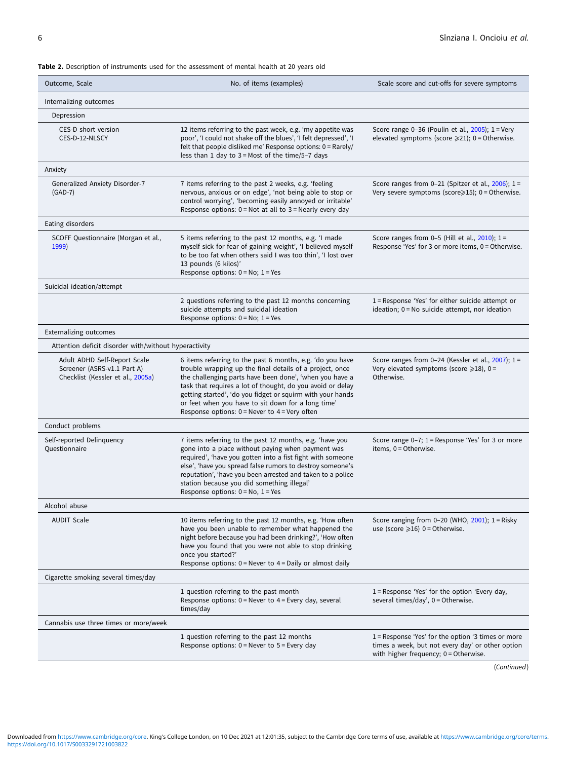**Table 2.** Description of instruments used for the assessment of mental health at 20 years old

| Outcome, Scale | No. of items (examples) | Scale score and cut-offs for severe symptoms |
|---|---|---|
| Internalizing outcomes | | |
| Depression | | |
| CES-D short version CES-D-12-NLSCY | 12 items referring to the past week, e.g. 'my appetite was poor', 'I could not shake off the blues', 'I felt depressed', 'I felt that people disliked me' Response options: 0 = Rarely/ less than 1 day to 3 = Most of the time/5–7 days | Score range 0–36 (Poulin et al., 2005); 1 = Very elevated symptoms (score ⩾21); 0 = Otherwise. |
| Anxiety | | |
| Generalized Anxiety Disorder-7 (GAD-7) | 7 items referring to the past 2 weeks, e.g. 'feeling nervous, anxious or on edge', 'not being able to stop or control worrying', 'becoming easily annoyed or irritable' Response options: 0 = Not at all to 3 = Nearly every day | Score ranges from 0–21 (Spitzer et al., 2006); 1 = Very severe symptoms (score⩾15); 0 = Otherwise. |
| Eating disorders | | |
| SCOFF Questionnaire (Morgan et al., 1999) | 5 items referring to the past 12 months, e.g. 'I made myself sick for fear of gaining weight', 'I believed myself to be too fat when others said I was too thin', 'I lost over 13 pounds (6 kilos)' Response options: 0 = No; 1 = Yes | Score ranges from 0–5 (Hill et al., 2010); 1 = Response 'Yes' for 3 or more items, 0 = Otherwise. |
| Suicidal ideation/attempt | | |
| | 2 questions referring to the past 12 months concerning suicide attempts and suicidal ideation Response options: 0 = No; 1 = Yes | 1 = Response 'Yes' for either suicide attempt or ideation; 0 = No suicide attempt, nor ideation |
| Externalizing outcomes | | |
| Attention deficit disorder with/without hyperactivity | | |
| Adult ADHD Self-Report Scale Screener (ASRS-v1.1 Part A) Checklist (Kessler et al., 2005a) | 6 items referring to the past 6 months, e.g. 'do you have trouble wrapping up the final details of a project, once the challenging parts have been done', 'when you have a task that requires a lot of thought, do you avoid or delay getting started', 'do you fidget or squirm with your hands or feet when you have to sit down for a long time' Response options: 0 = Never to 4 = Very often | Score ranges from 0–24 (Kessler et al., 2007); 1 = Very elevated symptoms (score ⩾18), 0 = Otherwise. |
| Conduct problems | | |
| Self-reported Delinquency Questionnaire | 7 items referring to the past 12 months, e.g. 'have you gone into a place without paying when payment was required', 'have you gotten into a fist fight with someone else', 'have you spread false rumors to destroy someone's reputation', 'have you been arrested and taken to a police station because you did something illegal' Response options: 0 = No, 1 = Yes | Score range 0–7; 1 = Response 'Yes' for 3 or more items, 0 = Otherwise. |
| Alcohol abuse | | |
| AUDIT Scale | 10 items referring to the past 12 months, e.g. 'How often have you been unable to remember what happened the night before because you had been drinking?', 'How often have you found that you were not able to stop drinking once you started?' Response options: 0 = Never to 4 = Daily or almost daily | Score ranging from 0–20 (WHO, 2001); 1 = Risky use (score ⩾16) 0 = Otherwise. |
| Cigarette smoking several times/day | | |
| | 1 question referring to the past month Response options: 0 = Never to 4 = Every day, several times/day | 1 = Response 'Yes' for the option 'Every day, several times/day', 0 = Otherwise. |
| Cannabis use three times or more/week | | |
| | 1 question referring to the past 12 months Response options: 0 = Never to 5 = Every day | 1 = Response 'Yes' for the option '3 times or more times a week, but not every day' or other option with higher frequency; 0 = Otherwise. |

(*Continued*)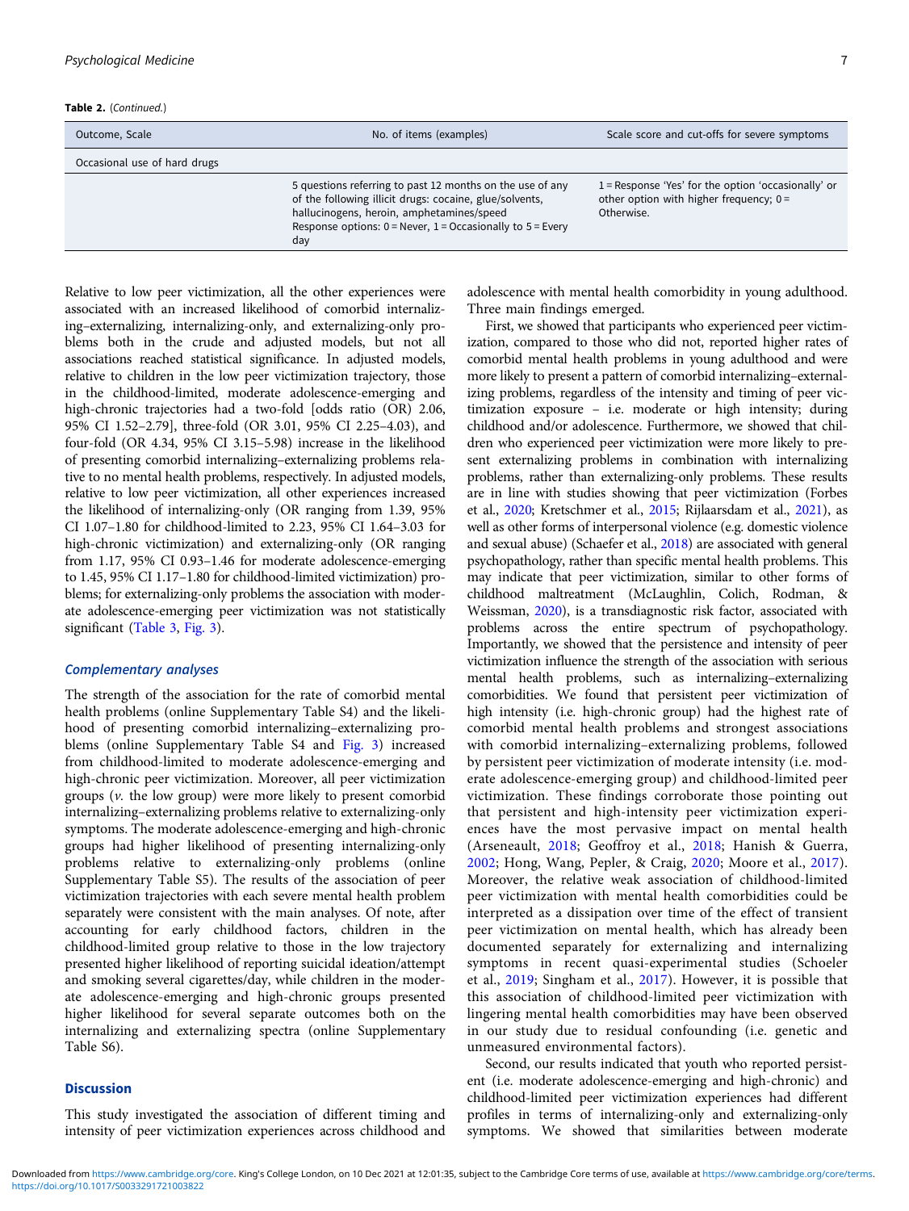**Table 2.** (*Continued.*)

| Outcome, Scale | No. of items (examples) | Scale score and cut-offs for severe symptoms |
|---|---|---|
| Occasional use of hard drugs | | |
| | 5 questions referring to past 12 months on the use of any of the following illicit drugs: cocaine, glue/solvents, hallucinogens, heroin, amphetamines/speed<br>Response options: 0 = Never, 1 = Occasionally to 5 = Every day | 1 = Response 'Yes' for the option 'occasionally' or other option with higher frequency; 0 = Otherwise. |

Relative to low peer victimization, all the other experiences were associated with an increased likelihood of comorbid internalizing–externalizing, internalizing-only, and externalizing-only problems both in the crude and adjusted models, but not all associations reached statistical significance. In adjusted models, relative to children in the low peer victimization trajectory, those in the childhood-limited, moderate adolescence-emerging and high-chronic trajectories had a two-fold [odds ratio (OR) 2.06, 95% CI 1.52–2.79], three-fold (OR 3.01, 95% CI 2.25–4.03), and four-fold (OR 4.34, 95% CI 3.15–5.98) increase in the likelihood of presenting comorbid internalizing–externalizing problems relative to no mental health problems, respectively. In adjusted models, relative to low peer victimization, all other experiences increased the likelihood of internalizing-only (OR ranging from 1.39, 95% CI 1.07–1.80 for childhood-limited to 2.23, 95% CI 1.64–3.03 for high-chronic victimization) and externalizing-only (OR ranging from 1.17, 95% CI 0.93–1.46 for moderate adolescence-emerging to 1.45, 95% CI 1.17–1.80 for childhood-limited victimization) problems; for externalizing-only problems the association with moderate adolescence-emerging peer victimization was not statistically significant (Table 3, Fig. 3).

### *Complementary analyses*

The strength of the association for the rate of comorbid mental health problems (online Supplementary Table S4) and the likelihood of presenting comorbid internalizing–externalizing problems (online Supplementary Table S4 and Fig. 3) increased from childhood-limited to moderate adolescence-emerging and high-chronic peer victimization. Moreover, all peer victimization groups (*v.* the low group) were more likely to present comorbid internalizing–externalizing problems relative to externalizing-only symptoms. The moderate adolescence-emerging and high-chronic groups had higher likelihood of presenting internalizing-only problems relative to externalizing-only problems (online Supplementary Table S5). The results of the association of peer victimization trajectories with each severe mental health problem separately were consistent with the main analyses. Of note, after accounting for early childhood factors, children in the childhood-limited group relative to those in the low trajectory presented higher likelihood of reporting suicidal ideation/attempt and smoking several cigarettes/day, while children in the moderate adolescence-emerging and high-chronic groups presented higher likelihood for several separate outcomes both on the internalizing and externalizing spectra (online Supplementary Table S6).

## Discussion

This study investigated the association of different timing and intensity of peer victimization experiences across childhood and adolescence with mental health comorbidity in young adulthood. Three main findings emerged.

First, we showed that participants who experienced peer victimization, compared to those who did not, reported higher rates of comorbid mental health problems in young adulthood and were more likely to present a pattern of comorbid internalizing–externalizing problems, regardless of the intensity and timing of peer victimization exposure – i.e. moderate or high intensity; during childhood and/or adolescence. Furthermore, we showed that children who experienced peer victimization were more likely to present externalizing problems in combination with internalizing problems, rather than externalizing-only problems. These results are in line with studies showing that peer victimization (Forbes et al., 2020; Kretschmer et al., 2015; Rijlaarsdam et al., 2021), as well as other forms of interpersonal violence (e.g. domestic violence and sexual abuse) (Schaefer et al., 2018) are associated with general psychopathology, rather than specific mental health problems. This may indicate that peer victimization, similar to other forms of childhood maltreatment (McLaughlin, Colich, Rodman, & Weissman, 2020), is a transdiagnostic risk factor, associated with problems across the entire spectrum of psychopathology. Importantly, we showed that the persistence and intensity of peer victimization influence the strength of the association with serious mental health problems, such as internalizing–externalizing comorbidities. We found that persistent peer victimization of high intensity (i.e. high-chronic group) had the highest rate of comorbid mental health problems and strongest associations with comorbid internalizing–externalizing problems, followed by persistent peer victimization of moderate intensity (i.e. moderate adolescence-emerging group) and childhood-limited peer victimization. These findings corroborate those pointing out that persistent and high-intensity peer victimization experiences have the most pervasive impact on mental health (Arseneault, 2018; Geoffroy et al., 2018; Hanish & Guerra, 2002; Hong, Wang, Pepler, & Craig, 2020; Moore et al., 2017). Moreover, the relative weak association of childhood-limited peer victimization with mental health comorbidities could be interpreted as a dissipation over time of the effect of transient peer victimization on mental health, which has already been documented separately for externalizing and internalizing symptoms in recent quasi-experimental studies (Schoeler et al., 2019; Singham et al., 2017). However, it is possible that this association of childhood-limited peer victimization with lingering mental health comorbidities may have been observed in our study due to residual confounding (i.e. genetic and unmeasured environmental factors).

Second, our results indicated that youth who reported persistent (i.e. moderate adolescence-emerging and high-chronic) and childhood-limited peer victimization experiences had different profiles in terms of internalizing-only and externalizing-only symptoms. We showed that similarities between moderate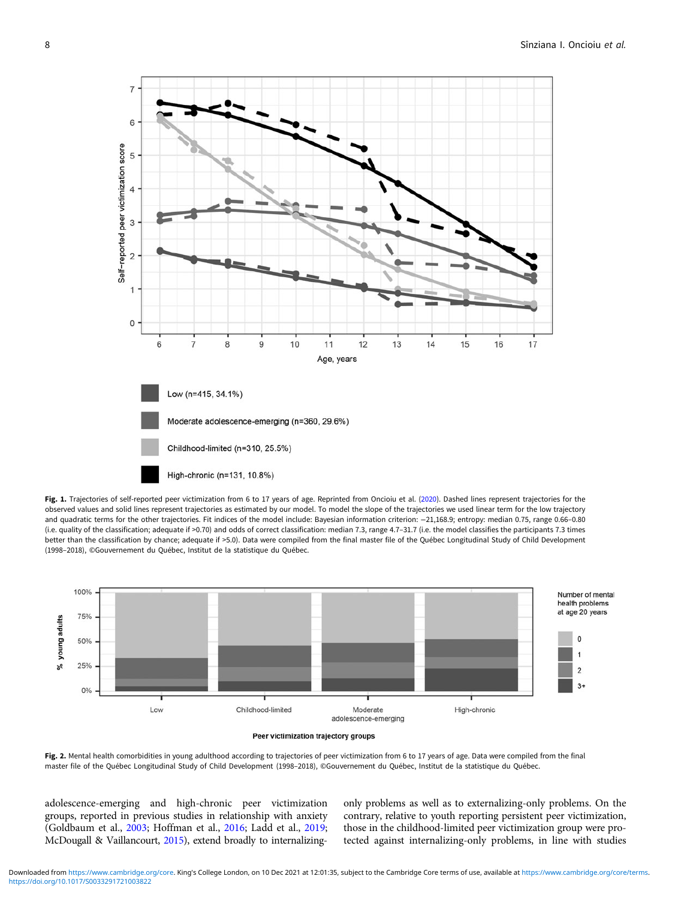**Fig. 1.** Trajectories of self-reported peer victimization from 6 to 17 years of age. Reprinted from Oncioiu et al. (2020). Dashed lines represent trajectories for the observed values and solid lines represent trajectories as estimated by our model. To model the slope of the trajectories we used linear term for the low trajectory and quadratic terms for the other trajectories. Fit indices of the model include: Bayesian information criterion: −21,168.9; entropy: median 0.75, range 0.66–0.80 (i.e. quality of the classification; adequate if >0.70) and odds of correct classification: median 7.3, range 4.7–31.7 (i.e. the model classifies the participants 7.3 times better than the classification by chance; adequate if >5.0). Data were compiled from the final master file of the Québec Longitudinal Study of Child Development (1998–2018), ©Gouvernement du Québec, Institut de la statistique du Québec.

**Fig. 2.** Mental health comorbidities in young adulthood according to trajectories of peer victimization from 6 to 17 years of age. Data were compiled from the final master file of the Québec Longitudinal Study of Child Development (1998–2018), ©Gouvernement du Québec, Institut de la statistique du Québec.

adolescence-emerging and high-chronic peer victimization groups, reported in previous studies in relationship with anxiety (Goldbaum et al., 2003; Hoffman et al., 2016; Ladd et al., 2019; McDougall & Vaillancourt, 2015), extend broadly to internalizing-only problems as well as to externalizing-only problems. On the contrary, relative to youth reporting persistent peer victimization, those in the childhood-limited peer victimization group were protected against internalizing-only problems, in line with studies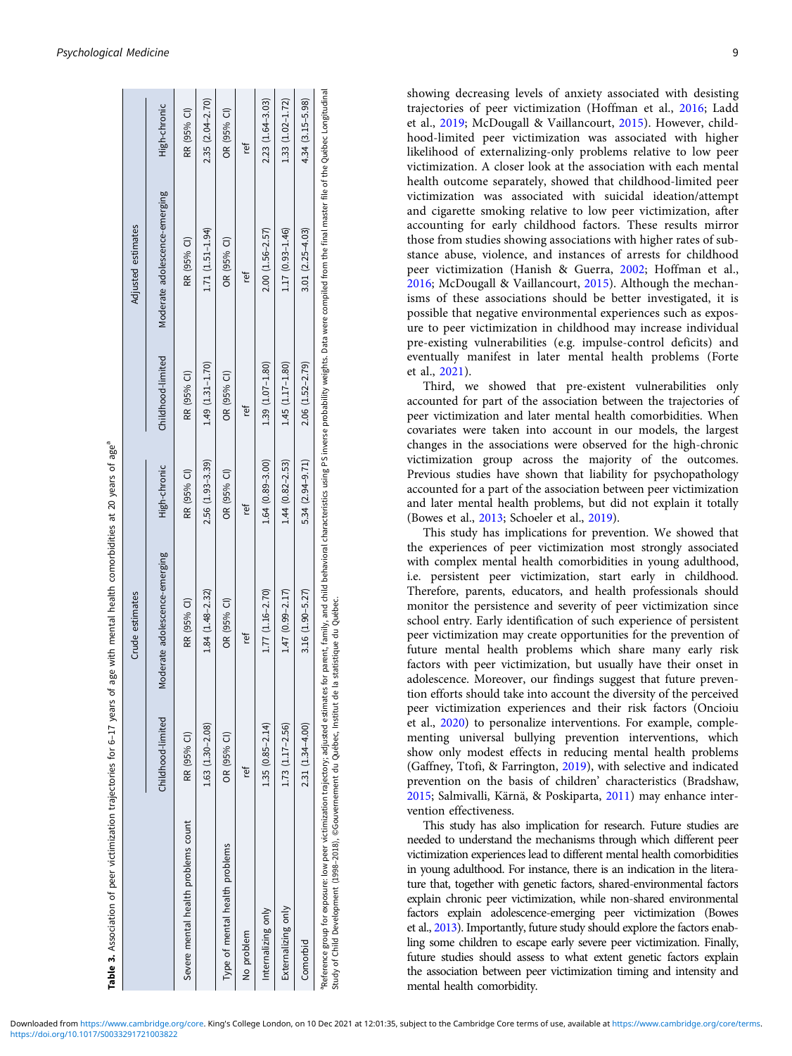**Table 3.** Association of peer victimization trajectories for 6–17 years of age with mental health comorbidities at 20 years of age[a]

| | Crude estimates | | | Adjusted estimates | | |
|---|---|---|---|---|---|---|
| | Childhood-limited | Moderate adolescence-emerging | High-chronic | Childhood-limited | Moderate adolescence-emerging | High-chronic |
| Severe mental health problems count | RR (95% CI) | RR (95% CI) | RR (95% CI) | RR (95% CI) | RR (95% CI) | RR (95% CI) |
| | 1.63 (1.30–2.08) | 1.84 (1.48–2.32) | 2.56 (1.93–3.39) | 1.49 (1.31–1.70) | 1.71 (1.51–1.94) | 2.35 (2.04–2.70) |
| Type of mental health problems | OR (95% CI) | OR (95% CI) | OR (95% CI) | OR (95% CI) | OR (95% CI) | OR (95% CI) |
| No problem | ref | ref | ref | ref | ref | ref |
| Internalizing only | 1.35 (0.85–2.14) | 1.77 (1.16–2.70) | 1.64 (0.89–3.00) | 1.39 (1.07–1.80) | 2.00 (1.56–2.57) | 2.23 (1.64–3.03) |
| Externalizing only | 1.73 (1.17–2.56) | 1.47 (0.99–2.17) | 1.44 (0.82–2.53) | 1.45 (1.17–1.80) | 1.17 (0.93–1.46) | 1.33 (1.02–1.72) |
| Comorbid | 2.31 (1.34–4.00) | 3.16 (1.90–5.27) | 5.34 (2.94–9.71) | 2.06 (1.52–2.79) | 3.01 (2.25–4.03) | 4.34 (3.15–5.98) |

[a]Reference group for exposure: low peer victimization trajectory; adjusted estimates for parent, family, and child behavioral characteristics using PS inverse probability weights. Data were compiled from the final master file of the Québec Longitudinal Study of Child Development (1998–2018), ©Gouvernement du Québec, Institut de la statistique du Québec.

showing decreasing levels of anxiety associated with desisting trajectories of peer victimization (Hoffman et al., 2016; Ladd et al., 2019; McDougall & Vaillancourt, 2015). However, childhood-limited peer victimization was associated with higher likelihood of externalizing-only problems relative to low peer victimization. A closer look at the association with each mental health outcome separately, showed that childhood-limited peer victimization was associated with suicidal ideation/attempt and cigarette smoking relative to low peer victimization, after accounting for early childhood factors. These results mirror those from studies showing associations with higher rates of substance abuse, violence, and instances of arrests for childhood peer victimization (Hanish & Guerra, 2002; Hoffman et al., 2016; McDougall & Vaillancourt, 2015). Although the mechanisms of these associations should be better investigated, it is possible that negative environmental experiences such as exposure to peer victimization in childhood may increase individual pre-existing vulnerabilities (e.g. impulse-control deficits) and eventually manifest in later mental health problems (Forte et al., 2021).

Third, we showed that pre-existent vulnerabilities only accounted for part of the association between the trajectories of peer victimization and later mental health comorbidities. When covariates were taken into account in our models, the largest changes in the associations were observed for the high-chronic victimization group across the majority of the outcomes. Previous studies have shown that liability for psychopathology accounted for a part of the association between peer victimization and later mental health problems, but did not explain it totally (Bowes et al., 2013; Schoeler et al., 2019).

This study has implications for prevention. We showed that the experiences of peer victimization most strongly associated with complex mental health comorbidities in young adulthood, i.e. persistent peer victimization, start early in childhood. Therefore, parents, educators, and health professionals should monitor the persistence and severity of peer victimization since school entry. Early identification of such experience of persistent peer victimization may create opportunities for the prevention of future mental health problems which share many early risk factors with peer victimization, but usually have their onset in adolescence. Moreover, our findings suggest that future prevention efforts should take into account the diversity of the perceived peer victimization experiences and their risk factors (Oncioiu et al., 2020) to personalize interventions. For example, complementing universal bullying prevention interventions, which show only modest effects in reducing mental health problems (Gaffney, Ttofi, & Farrington, 2019), with selective and indicated prevention on the basis of children' characteristics (Bradshaw, 2015; Salmivalli, Kärnä, & Poskiparta, 2011) may enhance intervention effectiveness.

This study has also implication for research. Future studies are needed to understand the mechanisms through which different peer victimization experiences lead to different mental health comorbidities in young adulthood. For instance, there is an indication in the literature that, together with genetic factors, shared-environmental factors explain chronic peer victimization, while non-shared environmental factors explain adolescence-emerging peer victimization (Bowes et al., 2013). Importantly, future study should explore the factors enabling some children to escape early severe peer victimization. Finally, future studies should assess to what extent genetic factors explain the association between peer victimization timing and intensity and mental health comorbidity.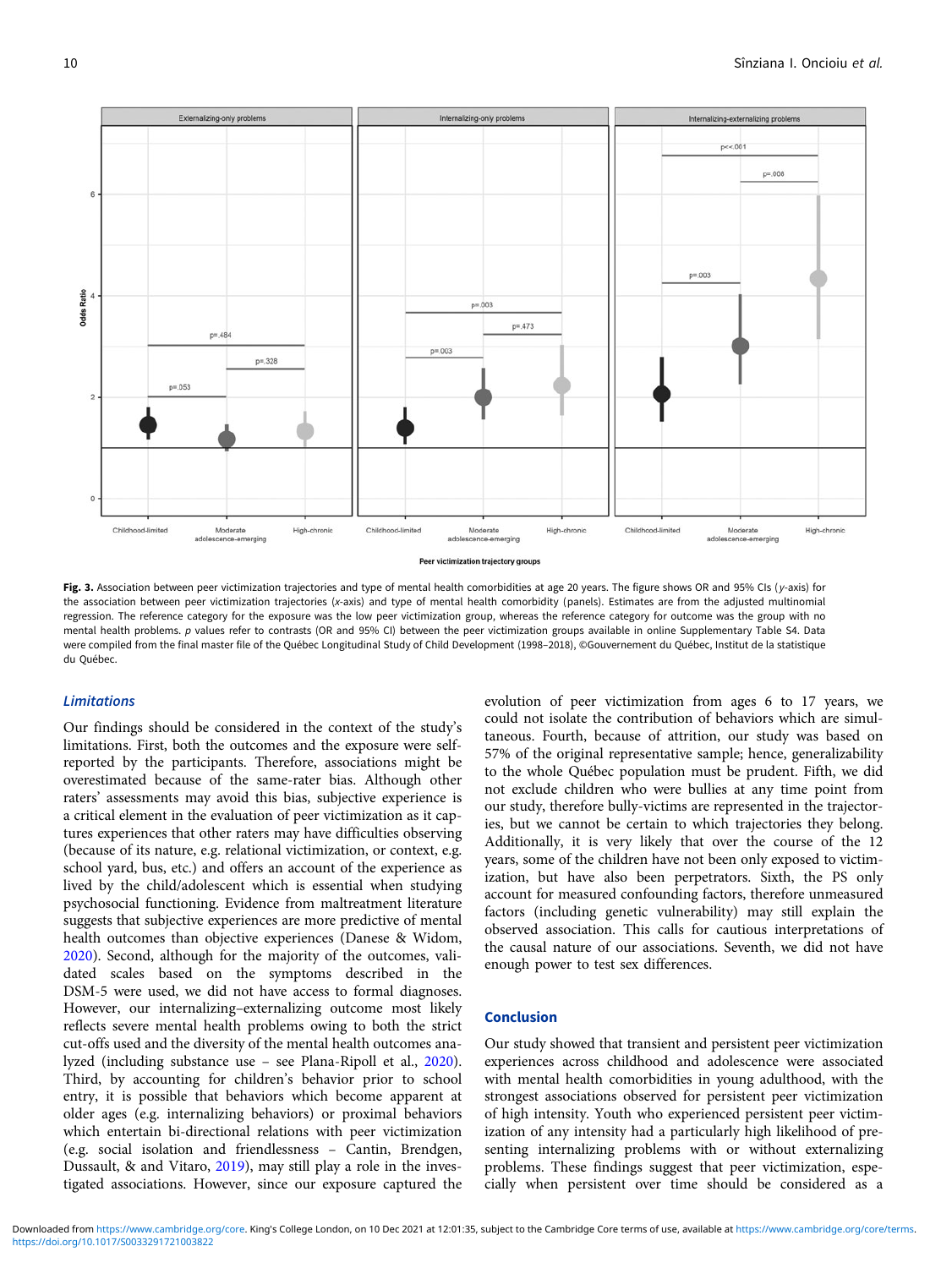**Fig. 3.** Association between peer victimization trajectories and type of mental health comorbidities at age 20 years. The figure shows OR and 95% CIs (*y*-axis) for the association between peer victimization trajectories (*x*-axis) and type of mental health comorbidity (panels). Estimates are from the adjusted multinomial regression. The reference category for the exposure was the low peer victimization group, whereas the reference category for outcome was the group with no mental health problems. *p* values refer to contrasts (OR and 95% CI) between the peer victimization groups available in online Supplementary Table S4. Data were compiled from the final master file of the Québec Longitudinal Study of Child Development (1998–2018), ©Gouvernement du Québec, Institut de la statistique du Québec.

### Limitations

Our findings should be considered in the context of the study's limitations. First, both the outcomes and the exposure were self-reported by the participants. Therefore, associations might be overestimated because of the same-rater bias. Although other raters' assessments may avoid this bias, subjective experience is a critical element in the evaluation of peer victimization as it captures experiences that other raters may have difficulties observing (because of its nature, e.g. relational victimization, or context, e.g. school yard, bus, etc.) and offers an account of the experience as lived by the child/adolescent which is essential when studying psychosocial functioning. Evidence from maltreatment literature suggests that subjective experiences are more predictive of mental health outcomes than objective experiences (Danese & Widom, 2020). Second, although for the majority of the outcomes, validated scales based on the symptoms described in the DSM-5 were used, we did not have access to formal diagnoses. However, our internalizing–externalizing outcome most likely reflects severe mental health problems owing to both the strict cut-offs used and the diversity of the mental health outcomes analyzed (including substance use – see Plana-Ripoll et al., 2020). Third, by accounting for children's behavior prior to school entry, it is possible that behaviors which become apparent at older ages (e.g. internalizing behaviors) or proximal behaviors which entertain bi-directional relations with peer victimization (e.g. social isolation and friendlessness – Cantin, Brendgen, Dussault, & and Vitaro, 2019), may still play a role in the investigated associations. However, since our exposure captured the evolution of peer victimization from ages 6 to 17 years, we could not isolate the contribution of behaviors which are simultaneous. Fourth, because of attrition, our study was based on 57% of the original representative sample; hence, generalizability to the whole Québec population must be prudent. Fifth, we did not exclude children who were bullies at any time point from our study, therefore bully-victims are represented in the trajectories, but we cannot be certain to which trajectories they belong. Additionally, it is very likely that over the course of the 12 years, some of the children have not been only exposed to victimization, but have also been perpetrators. Sixth, the PS only account for measured confounding factors, therefore unmeasured factors (including genetic vulnerability) may still explain the observed association. This calls for cautious interpretations of the causal nature of our associations. Seventh, we did not have enough power to test sex differences.

### Conclusion

Our study showed that transient and persistent peer victimization experiences across childhood and adolescence were associated with mental health comorbidities in young adulthood, with the strongest associations observed for persistent peer victimization of high intensity. Youth who experienced persistent peer victimization of any intensity had a particularly high likelihood of presenting internalizing problems with or without externalizing problems. These findings suggest that peer victimization, especially when persistent over time should be considered as a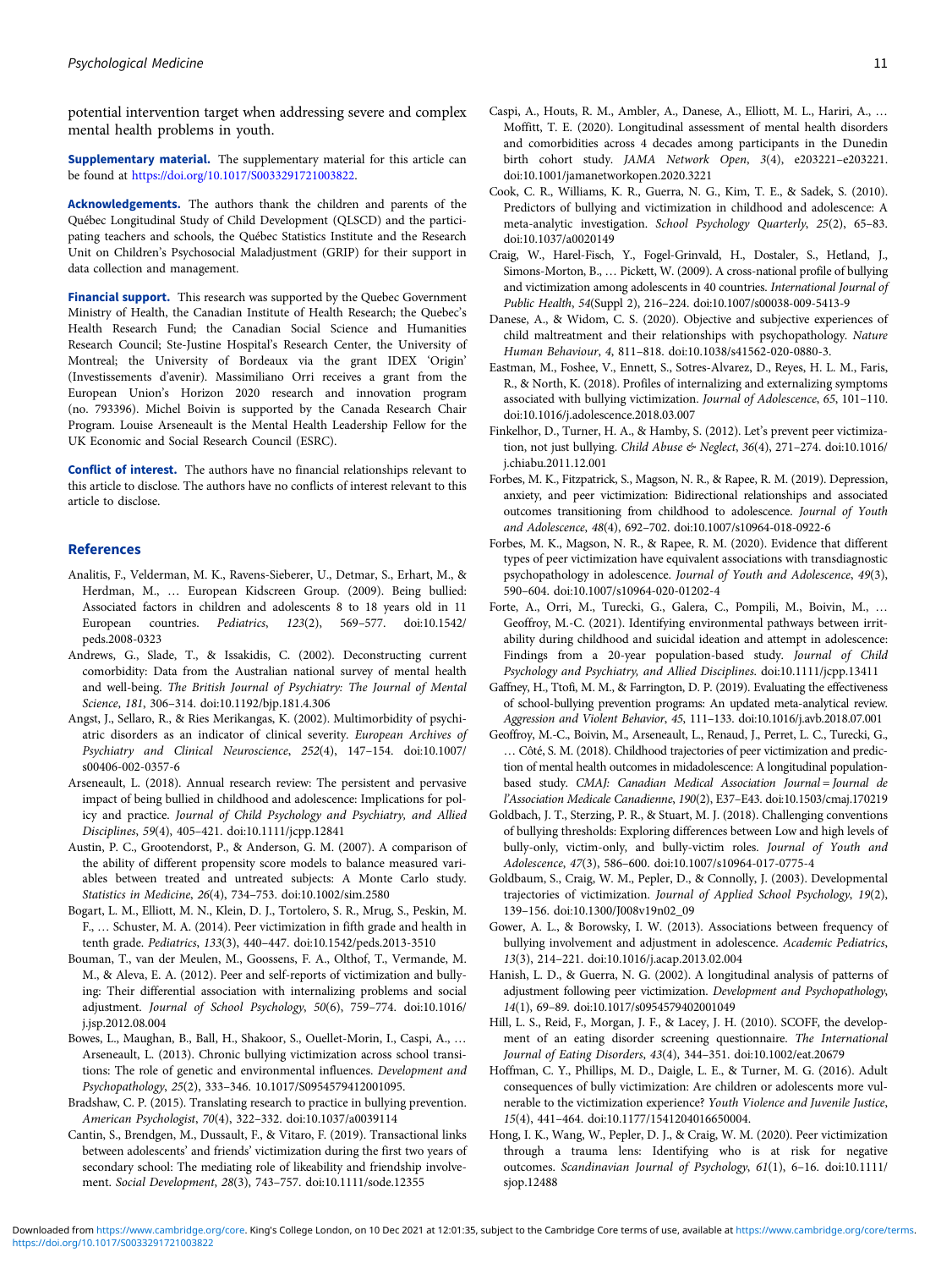potential intervention target when addressing severe and complex mental health problems in youth.

**Supplementary material.** The supplementary material for this article can be found at https://doi.org/10.1017/S0033291721003822.

**Acknowledgements.** The authors thank the children and parents of the Québec Longitudinal Study of Child Development (QLSCD) and the participating teachers and schools, the Québec Statistics Institute and the Research Unit on Children's Psychosocial Maladjustment (GRIP) for their support in data collection and management.

**Financial support.** This research was supported by the Quebec Government Ministry of Health, the Canadian Institute of Health Research; the Quebec's Health Research Fund; the Canadian Social Science and Humanities Research Council; Ste-Justine Hospital's Research Center, the University of Montreal; the University of Bordeaux via the grant IDEX 'Origin' (Investissements d'avenir). Massimiliano Orri receives a grant from the European Union's Horizon 2020 research and innovation program (no. 793396). Michel Boivin is supported by the Canada Research Chair Program. Louise Arseneault is the Mental Health Leadership Fellow for the UK Economic and Social Research Council (ESRC).

**Conflict of interest.** The authors have no financial relationships relevant to this article to disclose. The authors have no conflicts of interest relevant to this article to disclose.

## References

Analitis, F., Velderman, M. K., Ravens-Sieberer, U., Detmar, S., Erhart, M., & Herdman, M., … European Kidscreen Group. (2009). Being bullied: Associated factors in children and adolescents 8 to 18 years old in 11 European countries. *Pediatrics*, *123*(2), 569–577. doi:10.1542/peds.2008-0323

Andrews, G., Slade, T., & Issakidis, C. (2002). Deconstructing current comorbidity: Data from the Australian national survey of mental health and well-being. *The British Journal of Psychiatry: The Journal of Mental Science*, *181*, 306–314. doi:10.1192/bjp.181.4.306

Angst, J., Sellaro, R., & Ries Merikangas, K. (2002). Multimorbidity of psychiatric disorders as an indicator of clinical severity. *European Archives of Psychiatry and Clinical Neuroscience*, *252*(4), 147–154. doi:10.1007/s00406-002-0357-6

Arseneault, L. (2018). Annual research review: The persistent and pervasive impact of being bullied in childhood and adolescence: Implications for policy and practice. *Journal of Child Psychology and Psychiatry, and Allied Disciplines*, *59*(4), 405–421. doi:10.1111/jcpp.12841

Austin, P. C., Grootendorst, P., & Anderson, G. M. (2007). A comparison of the ability of different propensity score models to balance measured variables between treated and untreated subjects: A Monte Carlo study. *Statistics in Medicine*, *26*(4), 734–753. doi:10.1002/sim.2580

Bogart, L. M., Elliott, M. N., Klein, D. J., Tortolero, S. R., Mrug, S., Peskin, M. F., … Schuster, M. A. (2014). Peer victimization in fifth grade and health in tenth grade. *Pediatrics*, *133*(3), 440–447. doi:10.1542/peds.2013-3510

Bouman, T., van der Meulen, M., Goossens, F. A., Olthof, T., Vermande, M. M., & Aleva, E. A. (2012). Peer and self-reports of victimization and bullying: Their differential association with internalizing problems and social adjustment. *Journal of School Psychology*, *50*(6), 759–774. doi:10.1016/j.jsp.2012.08.004

Bowes, L., Maughan, B., Ball, H., Shakoor, S., Ouellet-Morin, I., Caspi, A., … Arseneault, L. (2013). Chronic bullying victimization across school transitions: The role of genetic and environmental influences. *Development and Psychopathology*, *25*(2), 333–346. 10.1017/S0954579412001095.

Bradshaw, C. P. (2015). Translating research to practice in bullying prevention. *American Psychologist*, *70*(4), 322–332. doi:10.1037/a0039114

Cantin, S., Brendgen, M., Dussault, F., & Vitaro, F. (2019). Transactional links between adolescents' and friends' victimization during the first two years of secondary school: The mediating role of likeability and friendship involvement. *Social Development*, *28*(3), 743–757. doi:10.1111/sode.12355

Caspi, A., Houts, R. M., Ambler, A., Danese, A., Elliott, M. L., Hariri, A., … Moffitt, T. E. (2020). Longitudinal assessment of mental health disorders and comorbidities across 4 decades among participants in the Dunedin birth cohort study. *JAMA Network Open*, *3*(4), e203221–e203221. doi:10.1001/jamanetworkopen.2020.3221

Cook, C. R., Williams, K. R., Guerra, N. G., Kim, T. E., & Sadek, S. (2010). Predictors of bullying and victimization in childhood and adolescence: A meta-analytic investigation. *School Psychology Quarterly*, *25*(2), 65–83. doi:10.1037/a0020149

Craig, W., Harel-Fisch, Y., Fogel-Grinvald, H., Dostaler, S., Hetland, J., Simons-Morton, B., … Pickett, W. (2009). A cross-national profile of bullying and victimization among adolescents in 40 countries. *International Journal of Public Health*, *54*(Suppl 2), 216–224. doi:10.1007/s00038-009-5413-9

Danese, A., & Widom, C. S. (2020). Objective and subjective experiences of child maltreatment and their relationships with psychopathology. *Nature Human Behaviour*, *4*, 811–818. doi:10.1038/s41562-020-0880-3.

Eastman, M., Foshee, V., Ennett, S., Sotres-Alvarez, D., Reyes, H. L. M., Faris, R., & North, K. (2018). Profiles of internalizing and externalizing symptoms associated with bullying victimization. *Journal of Adolescence*, *65*, 101–110. doi:10.1016/j.adolescence.2018.03.007

Finkelhor, D., Turner, H. A., & Hamby, S. (2012). Let's prevent peer victimization, not just bullying. *Child Abuse & Neglect*, *36*(4), 271–274. doi:10.1016/j.chiabu.2011.12.001

Forbes, M. K., Fitzpatrick, S., Magson, N. R., & Rapee, R. M. (2019). Depression, anxiety, and peer victimization: Bidirectional relationships and associated outcomes transitioning from childhood to adolescence. *Journal of Youth and Adolescence*, *48*(4), 692–702. doi:10.1007/s10964-018-0922-6

Forbes, M. K., Magson, N. R., & Rapee, R. M. (2020). Evidence that different types of peer victimization have equivalent associations with transdiagnostic psychopathology in adolescence. *Journal of Youth and Adolescence*, *49*(3), 590–604. doi:10.1007/s10964-020-01202-4

Forte, A., Orri, M., Turecki, G., Galera, C., Pompili, M., Boivin, M., … Geoffroy, M.-C. (2021). Identifying environmental pathways between irritability during childhood and suicidal ideation and attempt in adolescence: Findings from a 20-year population-based study. *Journal of Child Psychology and Psychiatry, and Allied Disciplines*. doi:10.1111/jcpp.13411

Gaffney, H., Ttofi, M. M., & Farrington, D. P. (2019). Evaluating the effectiveness of school-bullying prevention programs: An updated meta-analytical review. *Aggression and Violent Behavior*, *45*, 111–133. doi:10.1016/j.avb.2018.07.001

Geoffroy, M.-C., Boivin, M., Arseneault, L., Renaud, J., Perret, L. C., Turecki, G., … Côté, S. M. (2018). Childhood trajectories of peer victimization and prediction of mental health outcomes in midadolescence: A longitudinal population-based study. *CMAJ: Canadian Medical Association Journal = Journal de l'Association Medicale Canadienne*, *190*(2), E37–E43. doi:10.1503/cmaj.170219

Goldbach, J. T., Sterzing, P. R., & Stuart, M. J. (2018). Challenging conventions of bullying thresholds: Exploring differences between Low and high levels of bully-only, victim-only, and bully-victim roles. *Journal of Youth and Adolescence*, *47*(3), 586–600. doi:10.1007/s10964-017-0775-4

Goldbaum, S., Craig, W. M., Pepler, D., & Connolly, J. (2003). Developmental trajectories of victimization. *Journal of Applied School Psychology*, *19*(2), 139–156. doi:10.1300/J008v19n02_09

Gower, A. L., & Borowsky, I. W. (2013). Associations between frequency of bullying involvement and adjustment in adolescence. *Academic Pediatrics*, *13*(3), 214–221. doi:10.1016/j.acap.2013.02.004

Hanish, L. D., & Guerra, N. G. (2002). A longitudinal analysis of patterns of adjustment following peer victimization. *Development and Psychopathology*, *14*(1), 69–89. doi:10.1017/s0954579402001049

Hill, L. S., Reid, F., Morgan, J. F., & Lacey, J. H. (2010). SCOFF, the development of an eating disorder screening questionnaire. *The International Journal of Eating Disorders*, *43*(4), 344–351. doi:10.1002/eat.20679

Hoffman, C. Y., Phillips, M. D., Daigle, L. E., & Turner, M. G. (2016). Adult consequences of bully victimization: Are children or adolescents more vulnerable to the victimization experience? *Youth Violence and Juvenile Justice*, *15*(4), 441–464. doi:10.1177/1541204016650004.

Hong, I. K., Wang, W., Pepler, D. J., & Craig, W. M. (2020). Peer victimization through a trauma lens: Identifying who is at risk for negative outcomes. *Scandinavian Journal of Psychology*, *61*(1), 6–16. doi:10.1111/sjop.12488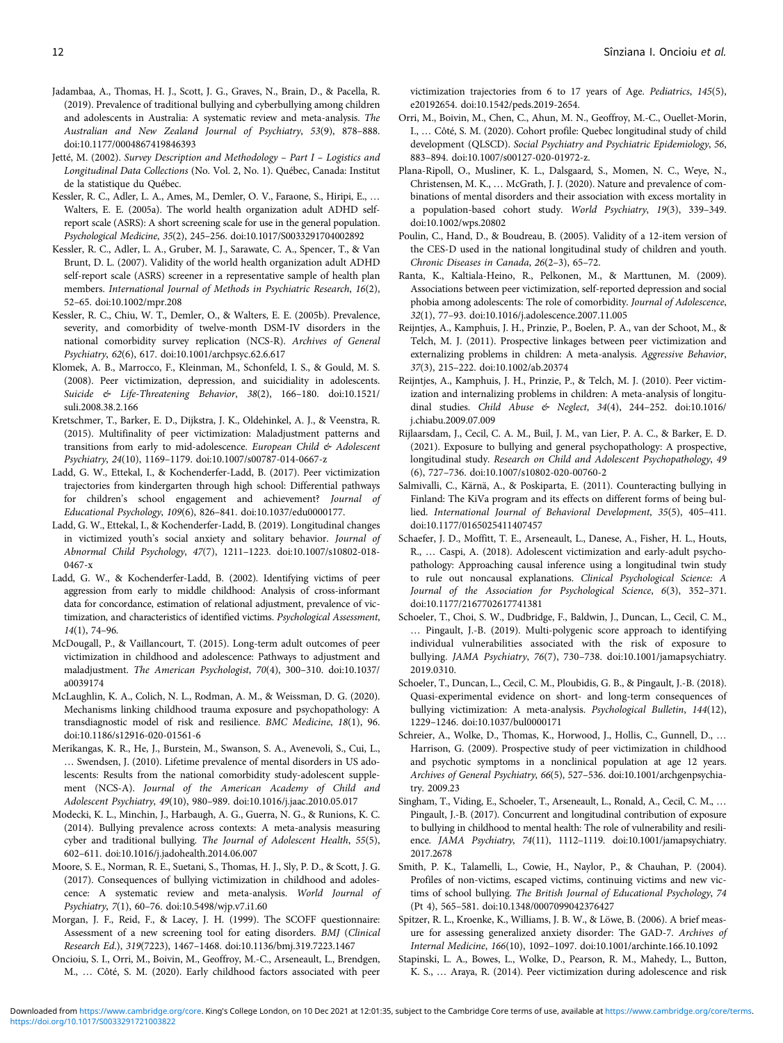Jadambaa, A., Thomas, H. J., Scott, J. G., Graves, N., Brain, D., & Pacella, R. (2019). Prevalence of traditional bullying and cyberbullying among children and adolescents in Australia: A systematic review and meta-analysis. *The Australian and New Zealand Journal of Psychiatry*, *53*(9), 878–888. doi:10.1177/0004867419846393

Jetté, M. (2002). *Survey Description and Methodology – Part I – Logistics and Longitudinal Data Collections* (No. Vol. 2, No. 1). Québec, Canada: Institut de la statistique du Québec.

Kessler, R. C., Adler, L. A., Ames, M., Demler, O. V., Faraone, S., Hiripi, E., … Walters, E. E. (2005a). The world health organization adult ADHD self-report scale (ASRS): A short screening scale for use in the general population. *Psychological Medicine*, *35*(2), 245–256. doi:10.1017/S0033291704002892

Kessler, R. C., Adler, L. A., Gruber, M. J., Sarawate, C. A., Spencer, T., & Van Brunt, D. L. (2007). Validity of the world health organization adult ADHD self-report scale (ASRS) screener in a representative sample of health plan members. *International Journal of Methods in Psychiatric Research*, *16*(2), 52–65. doi:10.1002/mpr.208

Kessler, R. C., Chiu, W. T., Demler, O., & Walters, E. E. (2005b). Prevalence, severity, and comorbidity of twelve-month DSM-IV disorders in the national comorbidity survey replication (NCS-R). *Archives of General Psychiatry*, *62*(6), 617. doi:10.1001/archpsyc.62.6.617

Klomek, A. B., Marrocco, F., Kleinman, M., Schonfeld, I. S., & Gould, M. S. (2008). Peer victimization, depression, and suicidiality in adolescents. *Suicide & Life-Threatening Behavior*, *38*(2), 166–180. doi:10.1521/suli.2008.38.2.166

Kretschmer, T., Barker, E. D., Dijkstra, J. K., Oldehinkel, A. J., & Veenstra, R. (2015). Multifinality of peer victimization: Maladjustment patterns and transitions from early to mid-adolescence. *European Child & Adolescent Psychiatry*, *24*(10), 1169–1179. doi:10.1007/s00787-014-0667-z

Ladd, G. W., Ettekal, I., & Kochenderfer-Ladd, B. (2017). Peer victimization trajectories from kindergarten through high school: Differential pathways for children's school engagement and achievement? *Journal of Educational Psychology*, *109*(6), 826–841. doi:10.1037/edu0000177.

Ladd, G. W., Ettekal, I., & Kochenderfer-Ladd, B. (2019). Longitudinal changes in victimized youth's social anxiety and solitary behavior. *Journal of Abnormal Child Psychology*, *47*(7), 1211–1223. doi:10.1007/s10802-018-0467-x

Ladd, G. W., & Kochenderfer-Ladd, B. (2002). Identifying victims of peer aggression from early to middle childhood: Analysis of cross-informant data for concordance, estimation of relational adjustment, prevalence of victimization, and characteristics of identified victims. *Psychological Assessment*, *14*(1), 74–96.

McDougall, P., & Vaillancourt, T. (2015). Long-term adult outcomes of peer victimization in childhood and adolescence: Pathways to adjustment and maladjustment. *The American Psychologist*, *70*(4), 300–310. doi:10.1037/a0039174

McLaughlin, K. A., Colich, N. L., Rodman, A. M., & Weissman, D. G. (2020). Mechanisms linking childhood trauma exposure and psychopathology: A transdiagnostic model of risk and resilience. *BMC Medicine*, *18*(1), 96. doi:10.1186/s12916-020-01561-6

Merikangas, K. R., He, J., Burstein, M., Swanson, S. A., Avenevoli, S., Cui, L., … Swendsen, J. (2010). Lifetime prevalence of mental disorders in US adolescents: Results from the national comorbidity study-adolescent supplement (NCS-A). *Journal of the American Academy of Child and Adolescent Psychiatry*, *49*(10), 980–989. doi:10.1016/j.jaac.2010.05.017

Modecki, K. L., Minchin, J., Harbaugh, A. G., Guerra, N. G., & Runions, K. C. (2014). Bullying prevalence across contexts: A meta-analysis measuring cyber and traditional bullying. *The Journal of Adolescent Health*, *55*(5), 602–611. doi:10.1016/j.jadohealth.2014.06.007

Moore, S. E., Norman, R. E., Suetani, S., Thomas, H. J., Sly, P. D., & Scott, J. G. (2017). Consequences of bullying victimization in childhood and adolescence: A systematic review and meta-analysis. *World Journal of Psychiatry*, *7*(1), 60–76. doi:10.5498/wjp.v7.i1.60

Morgan, J. F., Reid, F., & Lacey, J. H. (1999). The SCOFF questionnaire: Assessment of a new screening tool for eating disorders. *BMJ* (*Clinical Research Ed.*), *319*(7223), 1467–1468. doi:10.1136/bmj.319.7223.1467

Oncioiu, S. I., Orri, M., Boivin, M., Geoffroy, M.-C., Arseneault, L., Brendgen, M., … Côté, S. M. (2020). Early childhood factors associated with peer victimization trajectories from 6 to 17 years of Age. *Pediatrics*, *145*(5), e20192654. doi:10.1542/peds.2019-2654.

Orri, M., Boivin, M., Chen, C., Ahun, M. N., Geoffroy, M.-C., Ouellet-Morin, I., … Côté, S. M. (2020). Cohort profile: Quebec longitudinal study of child development (QLSCD). *Social Psychiatry and Psychiatric Epidemiology*, *56*, 883–894. doi:10.1007/s00127-020-01972-z.

Plana-Ripoll, O., Musliner, K. L., Dalsgaard, S., Momen, N. C., Weye, N., Christensen, M. K., … McGrath, J. J. (2020). Nature and prevalence of combinations of mental disorders and their association with excess mortality in a population-based cohort study. *World Psychiatry*, *19*(3), 339–349. doi:10.1002/wps.20802

Poulin, C., Hand, D., & Boudreau, B. (2005). Validity of a 12-item version of the CES-D used in the national longitudinal study of children and youth. *Chronic Diseases in Canada*, *26*(2–3), 65–72.

Ranta, K., Kaltiala-Heino, R., Pelkonen, M., & Marttunen, M. (2009). Associations between peer victimization, self-reported depression and social phobia among adolescents: The role of comorbidity. *Journal of Adolescence*, *32*(1), 77–93. doi:10.1016/j.adolescence.2007.11.005

Reijntjes, A., Kamphuis, J. H., Prinzie, P., Boelen, P. A., van der Schoot, M., & Telch, M. J. (2011). Prospective linkages between peer victimization and externalizing problems in children: A meta-analysis. *Aggressive Behavior*, *37*(3), 215–222. doi:10.1002/ab.20374

Reijntjes, A., Kamphuis, J. H., Prinzie, P., & Telch, M. J. (2010). Peer victimization and internalizing problems in children: A meta-analysis of longitudinal studies. *Child Abuse & Neglect*, *34*(4), 244–252. doi:10.1016/j.chiabu.2009.07.009

Rijlaarsdam, J., Cecil, C. A. M., Buil, J. M., van Lier, P. A. C., & Barker, E. D. (2021). Exposure to bullying and general psychopathology: A prospective, longitudinal study. *Research on Child and Adolescent Psychopathology*, *49* (6), 727–736. doi:10.1007/s10802-020-00760-2

Salmivalli, C., Kärnä, A., & Poskiparta, E. (2011). Counteracting bullying in Finland: The KiVa program and its effects on different forms of being bullied. *International Journal of Behavioral Development*, *35*(5), 405–411. doi:10.1177/0165025411407457

Schaefer, J. D., Moffitt, T. E., Arseneault, L., Danese, A., Fisher, H. L., Houts, R., … Caspi, A. (2018). Adolescent victimization and early-adult psychopathology: Approaching causal inference using a longitudinal twin study to rule out noncausal explanations. *Clinical Psychological Science: A Journal of the Association for Psychological Science*, *6*(3), 352–371. doi:10.1177/2167702617741381

Schoeler, T., Choi, S. W., Dudbridge, F., Baldwin, J., Duncan, L., Cecil, C. M., … Pingault, J.-B. (2019). Multi-polygenic score approach to identifying individual vulnerabilities associated with the risk of exposure to bullying. *JAMA Psychiatry*, *76*(7), 730–738. doi:10.1001/jamapsychiatry.2019.0310.

Schoeler, T., Duncan, L., Cecil, C. M., Ploubidis, G. B., & Pingault, J.-B. (2018). Quasi-experimental evidence on short- and long-term consequences of bullying victimization: A meta-analysis. *Psychological Bulletin*, *144*(12), 1229–1246. doi:10.1037/bul0000171

Schreier, A., Wolke, D., Thomas, K., Horwood, J., Hollis, C., Gunnell, D., … Harrison, G. (2009). Prospective study of peer victimization in childhood and psychotic symptoms in a nonclinical population at age 12 years. *Archives of General Psychiatry*, *66*(5), 527–536. doi:10.1001/archgenpsychiatry.2009.23

Singham, T., Viding, E., Schoeler, T., Arseneault, L., Ronald, A., Cecil, C. M., … Pingault, J.-B. (2017). Concurrent and longitudinal contribution of exposure to bullying in childhood to mental health: The role of vulnerability and resilience. *JAMA Psychiatry*, *74*(11), 1112–1119. doi:10.1001/jamapsychiatry.2017.2678

Smith, P. K., Talamelli, L., Cowie, H., Naylor, P., & Chauhan, P. (2004). Profiles of non-victims, escaped victims, continuing victims and new victims of school bullying. *The British Journal of Educational Psychology*, *74* (Pt 4), 565–581. doi:10.1348/0007099042376427

Spitzer, R. L., Kroenke, K., Williams, J. B. W., & Löwe, B. (2006). A brief measure for assessing generalized anxiety disorder: The GAD-7. *Archives of Internal Medicine*, *166*(10), 1092–1097. doi:10.1001/archinte.166.10.1092

Stapinski, L. A., Bowes, L., Wolke, D., Pearson, R. M., Mahedy, L., Button, K. S., … Araya, R. (2014). Peer victimization during adolescence and risk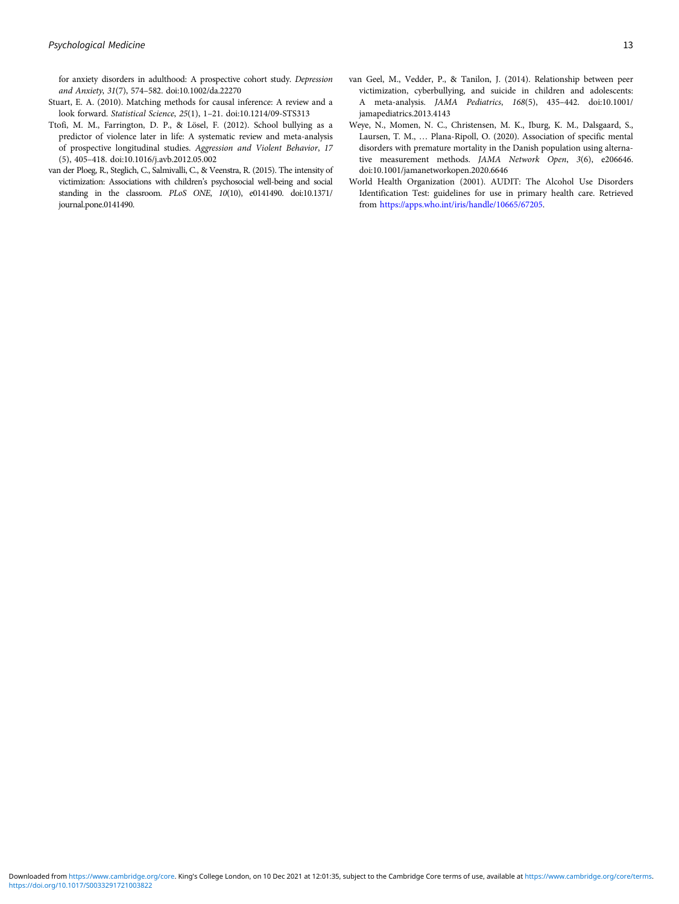for anxiety disorders in adulthood: A prospective cohort study. *Depression and Anxiety*, *31*(7), 574–582. doi:10.1002/da.22270

Stuart, E. A. (2010). Matching methods for causal inference: A review and a look forward. *Statistical Science*, *25*(1), 1–21. doi:10.1214/09-STS313

Ttofi, M. M., Farrington, D. P., & Lösel, F. (2012). School bullying as a predictor of violence later in life: A systematic review and meta-analysis of prospective longitudinal studies. *Aggression and Violent Behavior*, *17* (5), 405–418. doi:10.1016/j.avb.2012.05.002

van der Ploeg, R., Steglich, C., Salmivalli, C., & Veenstra, R. (2015). The intensity of victimization: Associations with children's psychosocial well-being and social standing in the classroom. *PLoS ONE*, *10*(10), e0141490. doi:10.1371/journal.pone.0141490.

van Geel, M., Vedder, P., & Tanilon, J. (2014). Relationship between peer victimization, cyberbullying, and suicide in children and adolescents: A meta-analysis. *JAMA Pediatrics*, *168*(5), 435–442. doi:10.1001/jamapediatrics.2013.4143

Weye, N., Momen, N. C., Christensen, M. K., Iburg, K. M., Dalsgaard, S., Laursen, T. M., … Plana-Ripoll, O. (2020). Association of specific mental disorders with premature mortality in the Danish population using alternative measurement methods. *JAMA Network Open*, *3*(6), e206646. doi:10.1001/jamanetworkopen.2020.6646

World Health Organization (2001). AUDIT: The Alcohol Use Disorders Identification Test: guidelines for use in primary health care. Retrieved from https://apps.who.int/iris/handle/10665/67205.